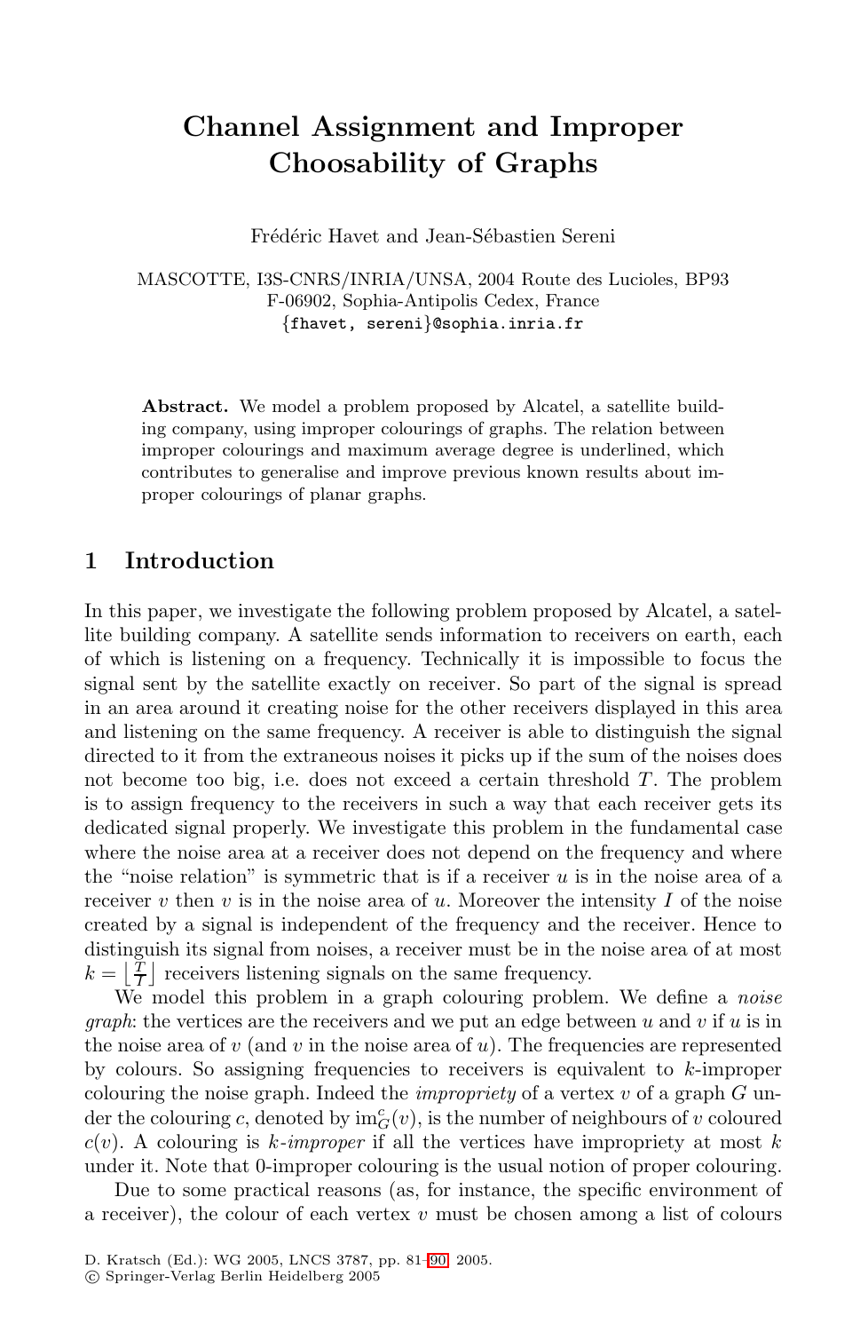# Channel Assignment and Improper Choosability of Graphs

Frédéric Havet and Jean-Sébastien Sereni

MASCOTTE, I3S-CNRS/INRIA/UNSA, 2004 Route des Lucioles, BP93
F-06902, Sophia-Antipolis Cedex, France
{fhavet, sereni}@sophia.inria.fr

**Abstract.** We model a problem proposed by Alcatel, a satellite building company, using improper colourings of graphs. The relation between improper colourings and maximum average degree is underlined, which contributes to generalise and improve previous known results about improper colourings of planar graphs.

## 1 Introduction

In this paper, we investigate the following problem proposed by Alcatel, a satellite building company. A satellite sends information to receivers on earth, each of which is listening on a frequency. Technically it is impossible to focus the signal sent by the satellite exactly on receiver. So part of the signal is spread in an area around it creating noise for the other receivers displayed in this area and listening on the same frequency. A receiver is able to distinguish the signal directed to it from the extraneous noises it picks up if the sum of the noises does not become too big, i.e. does not exceed a certain threshold $T$. The problem is to assign frequency to the receivers in such a way that each receiver gets its dedicated signal properly. We investigate this problem in the fundamental case where the noise area at a receiver does not depend on the frequency and where the "noise relation" is symmetric that is if a receiver $u$ is in the noise area of a receiver $v$ then $v$ is in the noise area of $u$. Moreover the intensity $I$ of the noise created by a signal is independent of the frequency and the receiver. Hence to distinguish its signal from noises, a receiver must be in the noise area of at most $k = \left\lfloor \frac{T}{I} \right\rfloor$ receivers listening signals on the same frequency.

We model this problem in a graph colouring problem. We define a *noise graph*: the vertices are the receivers and we put an edge between $u$ and $v$ if $u$ is in the noise area of $v$ (and $v$ in the noise area of $u$). The frequencies are represented by colours. So assigning frequencies to receivers is equivalent to $k$-improper colouring the noise graph. Indeed the *impropriety* of a vertex $v$ of a graph $G$ under the colouring $c$, denoted by $\mathrm{im}_G^c(v)$, is the number of neighbours of $v$ coloured $c(v)$. A colouring is *$k$-improper* if all the vertices have impropriety at most $k$ under it. Note that 0-improper colouring is the usual notion of proper colouring.

Due to some practical reasons (as, for instance, the specific environment of a receiver), the colour of each vertex $v$ must be chosen among a list of colours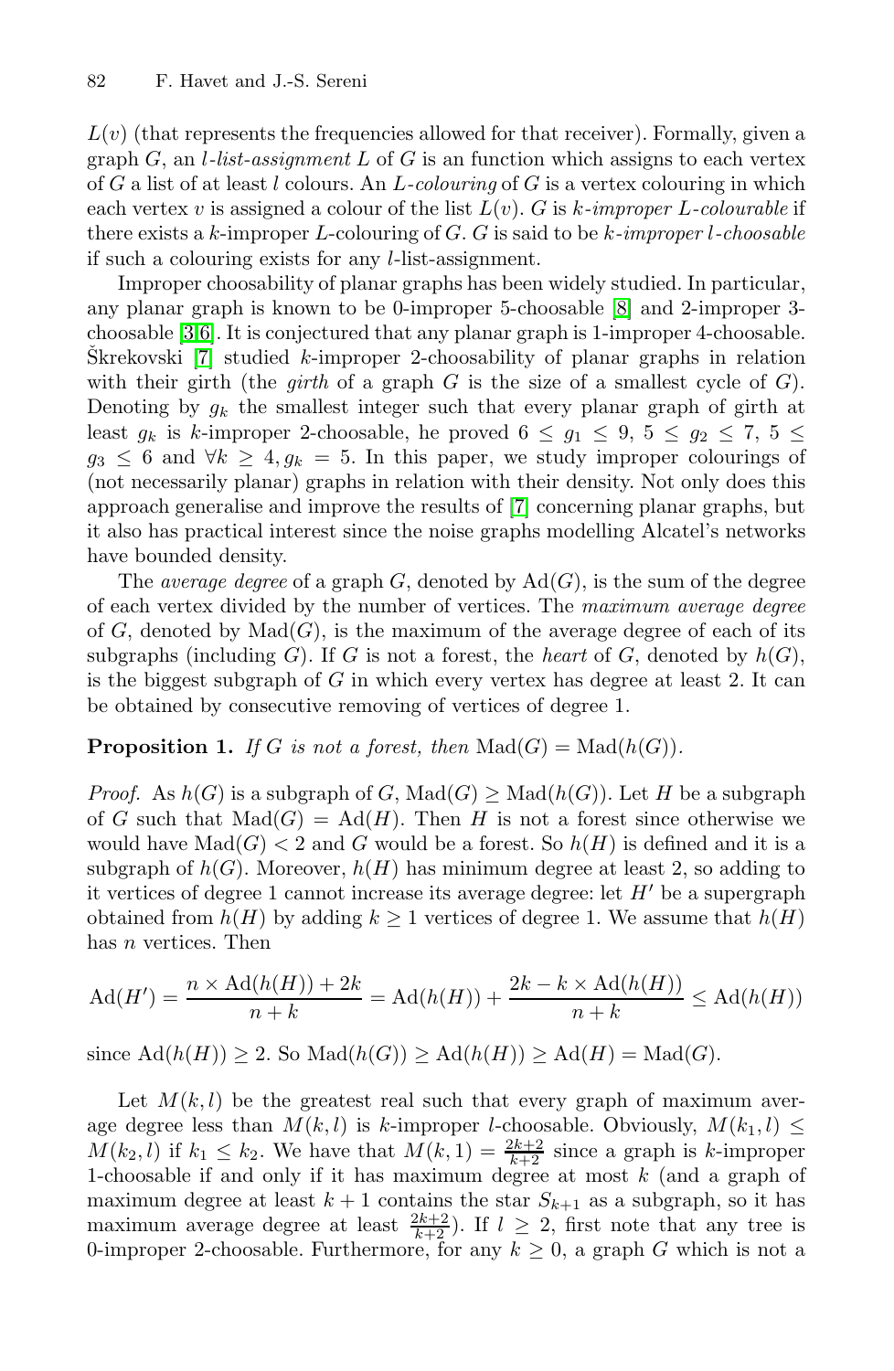$L(v)$ (that represents the frequencies allowed for that receiver). Formally, given a graph $G$, an *$l$-list-assignment* $L$ of $G$ is an function which assigns to each vertex of $G$ a list of at least $l$ colours. An *$L$-colouring* of $G$ is a vertex colouring in which each vertex $v$ is assigned a colour of the list $L(v)$. $G$ is *$k$-improper $L$-colourable* if there exists a $k$-improper $L$-colouring of $G$. $G$ is said to be *$k$-improper $l$-choosable* if such a colouring exists for any $l$-list-assignment.

Improper choosability of planar graphs has been widely studied. In particular, any planar graph is known to be 0-improper 5-choosable [8] and 2-improper 3-choosable [3,6]. It is conjectured that any planar graph is 1-improper 4-choosable. Škrekovski [7] studied $k$-improper 2-choosability of planar graphs in relation with their girth (the *girth* of a graph $G$ is the size of a smallest cycle of $G$). Denoting by $g_k$ the smallest integer such that every planar graph of girth at least $g_k$ is $k$-improper 2-choosable, he proved $6 \leq g_1 \leq 9$, $5 \leq g_2 \leq 7$, $5 \leq g_3 \leq 6$ and $\forall k \geq 4, g_k = 5$. In this paper, we study improper colourings of (not necessarily planar) graphs in relation with their density. Not only does this approach generalise and improve the results of [7] concerning planar graphs, but it also has practical interest since the noise graphs modelling Alcatel's networks have bounded density.

The *average degree* of a graph $G$, denoted by $\mathrm{Ad}(G)$, is the sum of the degree of each vertex divided by the number of vertices. The *maximum average degree* of $G$, denoted by $\mathrm{Mad}(G)$, is the maximum of the average degree of each of its subgraphs (including $G$). If $G$ is not a forest, the *heart* of $G$, denoted by $h(G)$, is the biggest subgraph of $G$ in which every vertex has degree at least 2. It can be obtained by consecutive removing of vertices of degree 1.

**Proposition 1.** *If $G$ is not a forest, then $\mathrm{Mad}(G) = \mathrm{Mad}(h(G))$.*

*Proof.* As $h(G)$ is a subgraph of $G$, $\mathrm{Mad}(G) \geq \mathrm{Mad}(h(G))$. Let $H$ be a subgraph of $G$ such that $\mathrm{Mad}(G) = \mathrm{Ad}(H)$. Then $H$ is not a forest since otherwise we would have $\mathrm{Mad}(G) < 2$ and $G$ would be a forest. So $h(H)$ is defined and it is a subgraph of $h(G)$. Moreover, $h(H)$ has minimum degree at least 2, so adding to it vertices of degree 1 cannot increase its average degree: let $H'$ be a supergraph obtained from $h(H)$ by adding $k \geq 1$ vertices of degree 1. We assume that $h(H)$ has $n$ vertices. Then

$$\mathrm{Ad}(H') = \frac{n \times \mathrm{Ad}(h(H)) + 2k}{n+k} = \mathrm{Ad}(h(H)) + \frac{2k - k \times \mathrm{Ad}(h(H))}{n+k} \leq \mathrm{Ad}(h(H))$$

since $\mathrm{Ad}(h(H)) \geq 2$. So $\mathrm{Mad}(h(G)) \geq \mathrm{Ad}(h(H)) \geq \mathrm{Ad}(H) = \mathrm{Mad}(G)$.

Let $M(k,l)$ be the greatest real such that every graph of maximum average degree less than $M(k,l)$ is $k$-improper $l$-choosable. Obviously, $M(k_1, l) \leq M(k_2, l)$ if $k_1 \leq k_2$. We have that $M(k,1) = \frac{2k+2}{k+2}$ since a graph is $k$-improper 1-choosable if and only if it has maximum degree at most $k$ (and a graph of maximum degree at least $k+1$ contains the star $S_{k+1}$ as a subgraph, so it has maximum average degree at least $\frac{2k+2}{k+2}$). If $l \geq 2$, first note that any tree is 0-improper 2-choosable. Furthermore, for any $k \geq 0$, a graph $G$ which is not a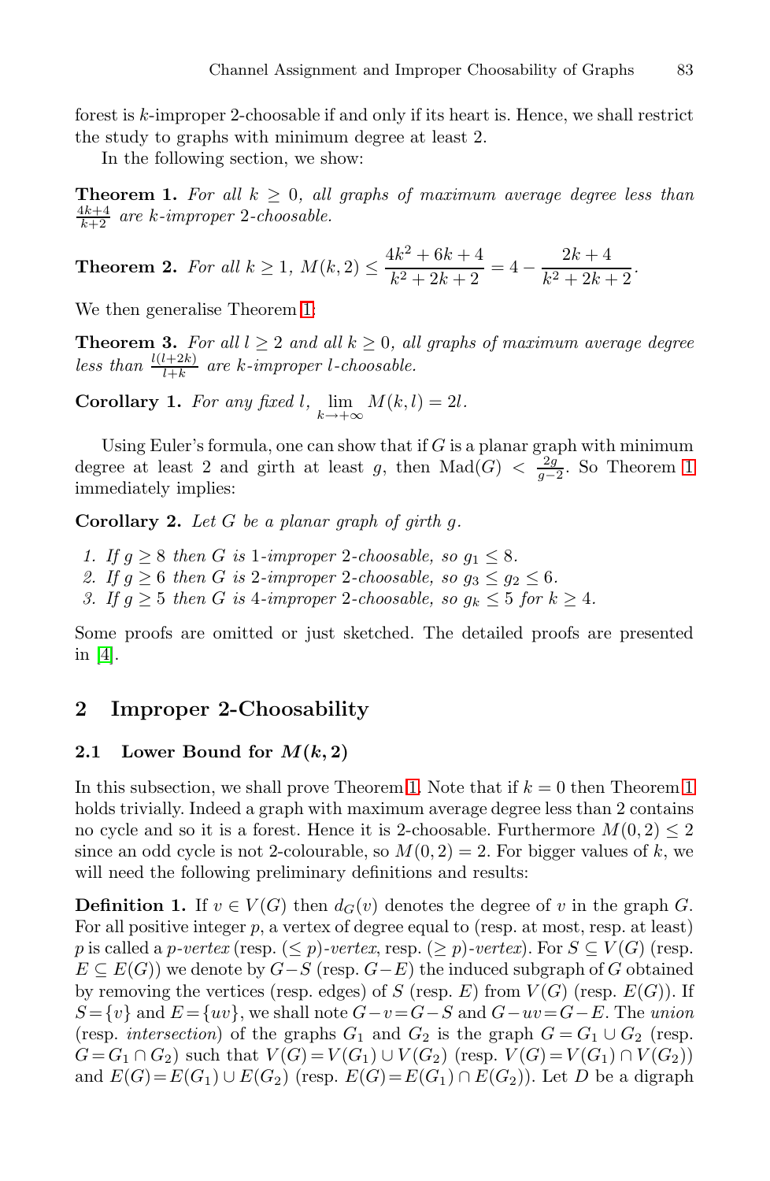forest is $k$-improper 2-choosable if and only if its heart is. Hence, we shall restrict the study to graphs with minimum degree at least 2.

In the following section, we show:

**Theorem 1.** *For all $k \geq 0$, all graphs of maximum average degree less than $\frac{4k+4}{k+2}$ are $k$-improper 2-choosable.*

**Theorem 2.** *For all $k \geq 1$, $M(k,2) \leq \dfrac{4k^2+6k+4}{k^2+2k+2} = 4 - \dfrac{2k+4}{k^2+2k+2}$.*

We then generalise Theorem 1:

**Theorem 3.** *For all $l \geq 2$ and all $k \geq 0$, all graphs of maximum average degree less than $\frac{l(l+2k)}{l+k}$ are $k$-improper $l$-choosable.*

**Corollary 1.** *For any fixed $l$, $\lim\limits_{k \to +\infty} M(k,l) = 2l$.*

Using Euler's formula, one can show that if $G$ is a planar graph with minimum degree at least 2 and girth at least $g$, then $\text{Mad}(G) < \frac{2g}{g-2}$. So Theorem 1 immediately implies:

**Corollary 2.** *Let $G$ be a planar graph of girth $g$.*

1. *If $g \geq 8$ then $G$ is 1-improper 2-choosable, so $g_1 \leq 8$.*
2. *If $g \geq 6$ then $G$ is 2-improper 2-choosable, so $g_3 \leq g_2 \leq 6$.*
3. *If $g \geq 5$ then $G$ is 4-improper 2-choosable, so $g_k \leq 5$ for $k \geq 4$.*

Some proofs are omitted or just sketched. The detailed proofs are presented in [4].

## 2 Improper 2-Choosability

### 2.1 Lower Bound for $M(k,2)$

In this subsection, we shall prove Theorem 1. Note that if $k = 0$ then Theorem 1 holds trivially. Indeed a graph with maximum average degree less than 2 contains no cycle and so it is a forest. Hence it is 2-choosable. Furthermore $M(0,2) \leq 2$ since an odd cycle is not 2-colourable, so $M(0,2) = 2$. For bigger values of $k$, we will need the following preliminary definitions and results:

**Definition 1.** If $v \in V(G)$ then $d_G(v)$ denotes the degree of $v$ in the graph $G$. For all positive integer $p$, a vertex of degree equal to (resp. at most, resp. at least) $p$ is called a *$p$-vertex* (resp. *$(\leq p)$-vertex*, resp. *$(\geq p)$-vertex*). For $S \subseteq V(G)$ (resp. $E \subseteq E(G)$) we denote by $G-S$ (resp. $G-E$) the induced subgraph of $G$ obtained by removing the vertices (resp. edges) of $S$ (resp. $E$) from $V(G)$ (resp. $E(G)$). If $S=\{v\}$ and $E=\{uv\}$, we shall note $G-v=G-S$ and $G-uv=G-E$. The *union* (resp. *intersection*) of the graphs $G_1$ and $G_2$ is the graph $G=G_1 \cup G_2$ (resp. $G=G_1 \cap G_2$) such that $V(G)=V(G_1) \cup V(G_2)$ (resp. $V(G)=V(G_1) \cap V(G_2)$) and $E(G)=E(G_1) \cup E(G_2)$ (resp. $E(G)=E(G_1) \cap E(G_2)$). Let $D$ be a digraph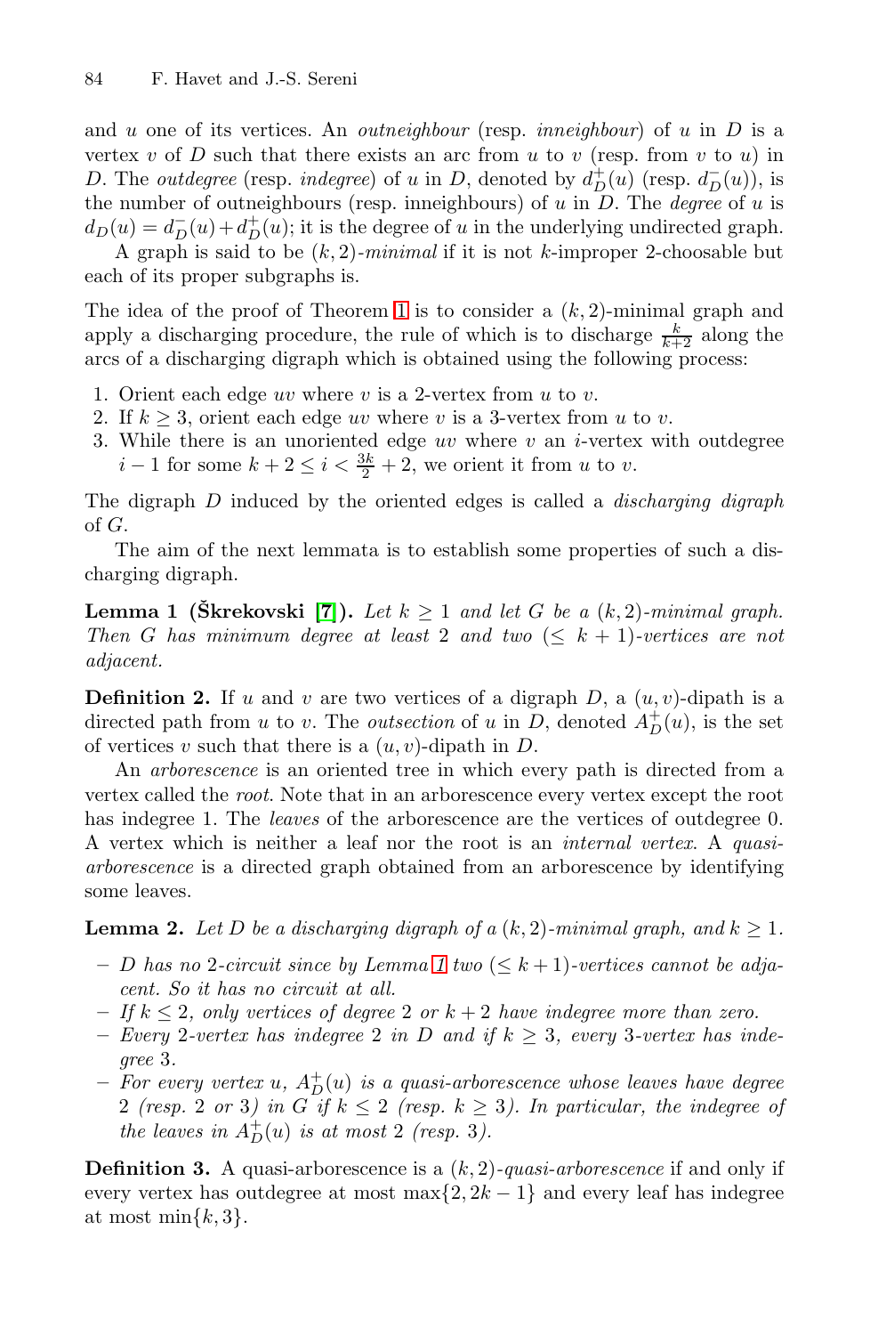and $u$ one of its vertices. An *outneighbour* (resp. *inneighbour*) of $u$ in $D$ is a vertex $v$ of $D$ such that there exists an arc from $u$ to $v$ (resp. from $v$ to $u$) in $D$. The *outdegree* (resp. *indegree*) of $u$ in $D$, denoted by $d^+_D(u)$ (resp. $d^-_D(u)$), is the number of outneighbours (resp. inneighbours) of $u$ in $D$. The *degree* of $u$ is $d_D(u) = d^-_D(u) + d^+_D(u)$; it is the degree of $u$ in the underlying undirected graph.

A graph is said to be $(k, 2)$-*minimal* if it is not $k$-improper 2-choosable but each of its proper subgraphs is.

The idea of the proof of Theorem 1 is to consider a $(k, 2)$-minimal graph and apply a discharging procedure, the rule of which is to discharge $\frac{k}{k+2}$ along the arcs of a discharging digraph which is obtained using the following process:

1. Orient each edge $uv$ where $v$ is a 2-vertex from $u$ to $v$.
2. If $k \geq 3$, orient each edge $uv$ where $v$ is a 3-vertex from $u$ to $v$.
3. While there is an unoriented edge $uv$ where $v$ an $i$-vertex with outdegree $i - 1$ for some $k + 2 \leq i < \frac{3k}{2} + 2$, we orient it from $u$ to $v$.

The digraph $D$ induced by the oriented edges is called a *discharging digraph* of $G$.

The aim of the next lemmata is to establish some properties of such a discharging digraph.

**Lemma 1 (Škrekovski [7]).** *Let $k \geq 1$ and let $G$ be a $(k, 2)$-minimal graph. Then $G$ has minimum degree at least 2 and two $(\leq k + 1)$-vertices are not adjacent.*

**Definition 2.** If $u$ and $v$ are two vertices of a digraph $D$, a $(u, v)$-dipath is a directed path from $u$ to $v$. The *outsection* of $u$ in $D$, denoted $A^+_D(u)$, is the set of vertices $v$ such that there is a $(u, v)$-dipath in $D$.

An *arborescence* is an oriented tree in which every path is directed from a vertex called the *root*. Note that in an arborescence every vertex except the root has indegree 1. The *leaves* of the arborescence are the vertices of outdegree 0. A vertex which is neither a leaf nor the root is an *internal vertex*. A *quasi-arborescence* is a directed graph obtained from an arborescence by identifying some leaves.

**Lemma 2.** *Let $D$ be a discharging digraph of a $(k, 2)$-minimal graph, and $k \geq 1$.*

- *$D$ has no 2-circuit since by Lemma 1 two $(\leq k + 1)$-vertices cannot be adjacent. So it has no circuit at all.*
- *If $k \leq 2$, only vertices of degree 2 or $k + 2$ have indegree more than zero.*
- *Every 2-vertex has indegree 2 in $D$ and if $k \geq 3$, every 3-vertex has indegree 3.*
- *For every vertex $u$, $A^+_D(u)$ is a quasi-arborescence whose leaves have degree 2 (resp. 2 or 3) in $G$ if $k \leq 2$ (resp. $k \geq 3$). In particular, the indegree of the leaves in $A^+_D(u)$ is at most 2 (resp. 3).*

**Definition 3.** A quasi-arborescence is a $(k, 2)$-*quasi-arborescence* if and only if every vertex has outdegree at most $\max\{2, 2k - 1\}$ and every leaf has indegree at most $\min\{k, 3\}$.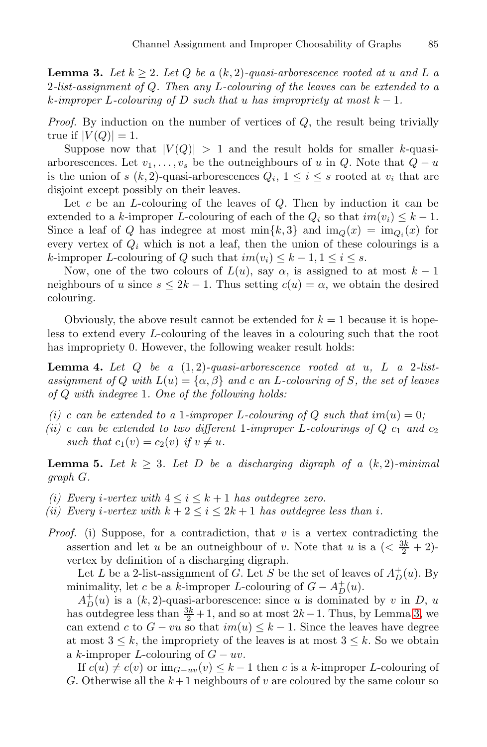**Lemma 3.** *Let $k \geq 2$. Let $Q$ be a $(k,2)$-quasi-arborescence rooted at $u$ and $L$ a 2-list-assignment of $Q$. Then any $L$-colouring of the leaves can be extended to a $k$-improper $L$-colouring of $D$ such that $u$ has impropriety at most $k-1$.*

*Proof.* By induction on the number of vertices of $Q$, the result being trivially true if $|V(Q)| = 1$.

Suppose now that $|V(Q)| > 1$ and the result holds for smaller $k$-quasi-arborescences. Let $v_1, \ldots, v_s$ be the outneighbours of $u$ in $Q$. Note that $Q - u$ is the union of $s$ $(k,2)$-quasi-arborescences $Q_i$, $1 \leq i \leq s$ rooted at $v_i$ that are disjoint except possibly on their leaves.

Let $c$ be an $L$-colouring of the leaves of $Q$. Then by induction it can be extended to a $k$-improper $L$-colouring of each of the $Q_i$ so that $im(v_i) \leq k-1$. Since a leaf of $Q$ has indegree at most $\min\{k, 3\}$ and $\mathrm{im}_Q(x) = \mathrm{im}_{Q_i}(x)$ for every vertex of $Q_i$ which is not a leaf, then the union of these colourings is a $k$-improper $L$-colouring of $Q$ such that $im(v_i) \leq k-1, 1 \leq i \leq s$.

Now, one of the two colours of $L(u)$, say $\alpha$, is assigned to at most $k-1$ neighbours of $u$ since $s \leq 2k-1$. Thus setting $c(u) = \alpha$, we obtain the desired colouring.

Obviously, the above result cannot be extended for $k = 1$ because it is hopeless to extend every $L$-colouring of the leaves in a colouring such that the root has impropriety 0. However, the following weaker result holds:

**Lemma 4.** *Let $Q$ be a $(1,2)$-quasi-arborescence rooted at $u$, $L$ a 2-list-assignment of $Q$ with $L(u) = \{\alpha, \beta\}$ and $c$ an $L$-colouring of $S$, the set of leaves of $Q$ with indegree 1. One of the following holds:*

*(i) $c$ can be extended to a 1-improper $L$-colouring of $Q$ such that $im(u) = 0$;*
*(ii) $c$ can be extended to two different 1-improper $L$-colourings of $Q$ $c_1$ and $c_2$ such that $c_1(v) = c_2(v)$ if $v \neq u$.*

**Lemma 5.** *Let $k \geq 3$. Let $D$ be a discharging digraph of a $(k,2)$-minimal graph $G$.*

*(i) Every $i$-vertex with $4 \leq i \leq k+1$ has outdegree zero.*
*(ii) Every $i$-vertex with $k+2 \leq i \leq 2k+1$ has outdegree less than $i$.*

*Proof.* (i) Suppose, for a contradiction, that $v$ is a vertex contradicting the assertion and let $u$ be an outneighbour of $v$. Note that $u$ is a $(< \frac{3k}{2} + 2)$-vertex by definition of a discharging digraph.

Let $L$ be a 2-list-assignment of $G$. Let $S$ be the set of leaves of $A^+_D(u)$. By minimality, let $c$ be a $k$-improper $L$-colouring of $G - A^+_D(u)$.

$A^+_D(u)$ is a $(k,2)$-quasi-arborescence: since $u$ is dominated by $v$ in $D$, $u$ has outdegree less than $\frac{3k}{2} + 1$, and so at most $2k-1$. Thus, by Lemma 3, we can extend $c$ to $G - vu$ so that $im(u) \leq k-1$. Since the leaves have degree at most $3 \leq k$, the impropriety of the leaves is at most $3 \leq k$. So we obtain a $k$-improper $L$-colouring of $G - uv$.

If $c(u) \neq c(v)$ or $\mathrm{im}_{G-uv}(v) \leq k-1$ then $c$ is a $k$-improper $L$-colouring of $G$. Otherwise all the $k+1$ neighbours of $v$ are coloured by the same colour so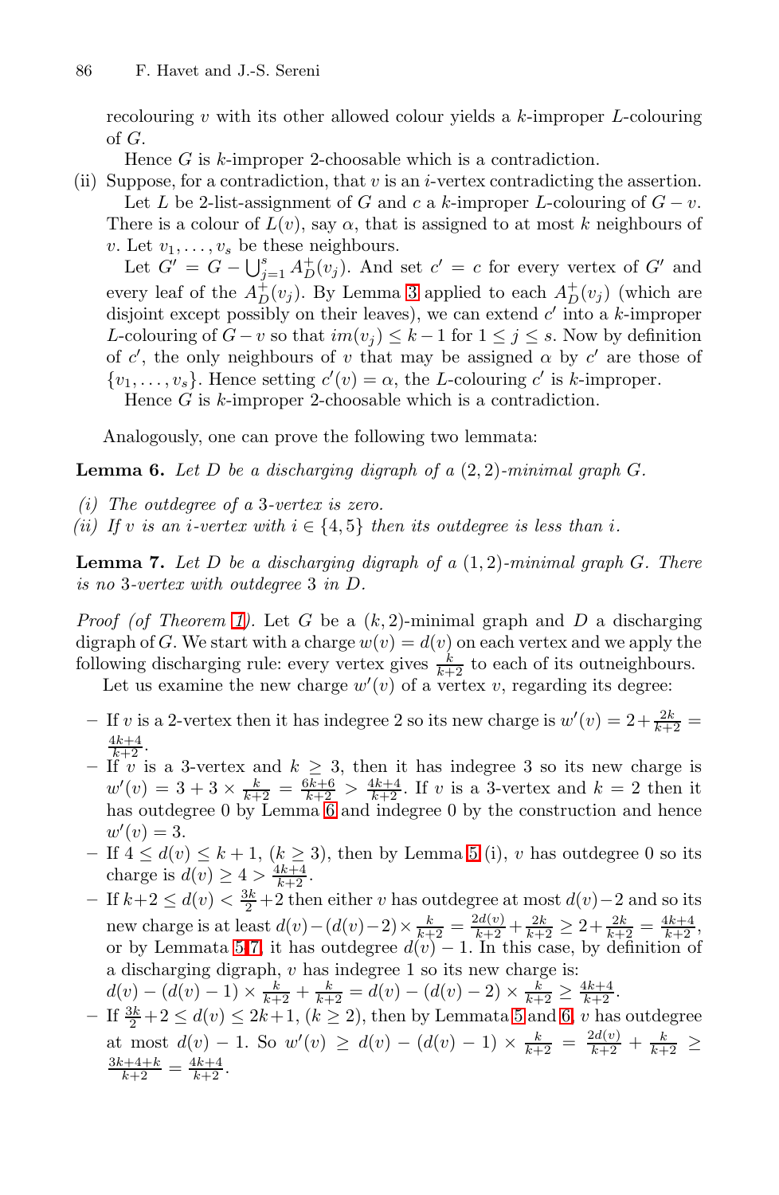recolouring $v$ with its other allowed colour yields a $k$-improper $L$-colouring of $G$.

Hence $G$ is $k$-improper 2-choosable which is a contradiction.

(ii) Suppose, for a contradiction, that $v$ is an $i$-vertex contradicting the assertion.

Let $L$ be 2-list-assignment of $G$ and $c$ a $k$-improper $L$-colouring of $G - v$. There is a colour of $L(v)$, say $\alpha$, that is assigned to at most $k$ neighbours of $v$. Let $v_1, \ldots, v_s$ be these neighbours.

Let $G' = G - \bigcup_{j=1}^{s} A_D^+(v_j)$. And set $c' = c$ for every vertex of $G'$ and every leaf of the $A_D^+(v_j)$. By Lemma 3 applied to each $A_D^+(v_j)$ (which are disjoint except possibly on their leaves), we can extend $c'$ into a $k$-improper $L$-colouring of $G - v$ so that $im(v_j) \leq k-1$ for $1 \leq j \leq s$. Now by definition of $c'$, the only neighbours of $v$ that may be assigned $\alpha$ by $c'$ are those of $\{v_1, \ldots, v_s\}$. Hence setting $c'(v) = \alpha$, the $L$-colouring $c'$ is $k$-improper.

Hence $G$ is $k$-improper 2-choosable which is a contradiction.

Analogously, one can prove the following two lemmata:

**Lemma 6.** *Let $D$ be a discharging digraph of a $(2,2)$-minimal graph $G$.*

*(i) The outdegree of a 3-vertex is zero.*

*(ii) If $v$ is an $i$-vertex with $i \in \{4, 5\}$ then its outdegree is less than $i$.*

**Lemma 7.** *Let $D$ be a discharging digraph of a $(1,2)$-minimal graph $G$. There is no 3-vertex with outdegree 3 in $D$.*

*Proof (of Theorem 1).* Let $G$ be a $(k,2)$-minimal graph and $D$ a discharging digraph of $G$. We start with a charge $w(v) = d(v)$ on each vertex and we apply the following discharging rule: every vertex gives $\frac{k}{k+2}$ to each of its outneighbours.

Let us examine the new charge $w'(v)$ of a vertex $v$, regarding its degree:

- If $v$ is a 2-vertex then it has indegree 2 so its new charge is $w'(v) = 2 + \frac{2k}{k+2} = \frac{4k+4}{k+2}$.
- If $v$ is a 3-vertex and $k \geq 3$, then it has indegree 3 so its new charge is $w'(v) = 3 + 3 \times \frac{k}{k+2} = \frac{6k+6}{k+2} > \frac{4k+4}{k+2}$. If $v$ is a 3-vertex and $k = 2$ then it has outdegree 0 by Lemma 6 and indegree 0 by the construction and hence $w'(v) = 3$.
- If $4 \leq d(v) \leq k+1$, $(k \geq 3)$, then by Lemma 5 (i), $v$ has outdegree 0 so its charge is $d(v) \geq 4 > \frac{4k+4}{k+2}$.
- If $k+2 \leq d(v) < \frac{3k}{2}+2$ then either $v$ has outdegree at most $d(v)-2$ and so its new charge is at least $d(v) - (d(v)-2) \times \frac{k}{k+2} = \frac{2d(v)}{k+2} + \frac{2k}{k+2} \geq 2 + \frac{2k}{k+2} = \frac{4k+4}{k+2}$, or by Lemmata 5,7, it has outdegree $d(v) - 1$. In this case, by definition of a discharging digraph, $v$ has indegree 1 so its new charge is: $d(v) - (d(v)-1) \times \frac{k}{k+2} + \frac{k}{k+2} = d(v) - (d(v)-2) \times \frac{k}{k+2} \geq \frac{4k+4}{k+2}$.
- If $\frac{3k}{2}+2 \leq d(v) \leq 2k+1$, $(k \geq 2)$, then by Lemmata 5 and 6, $v$ has outdegree at most $d(v) - 1$. So $w'(v) \geq d(v) - (d(v)-1) \times \frac{k}{k+2} = \frac{2d(v)}{k+2} + \frac{k}{k+2} \geq \frac{3k+4+k}{k+2} = \frac{4k+4}{k+2}$.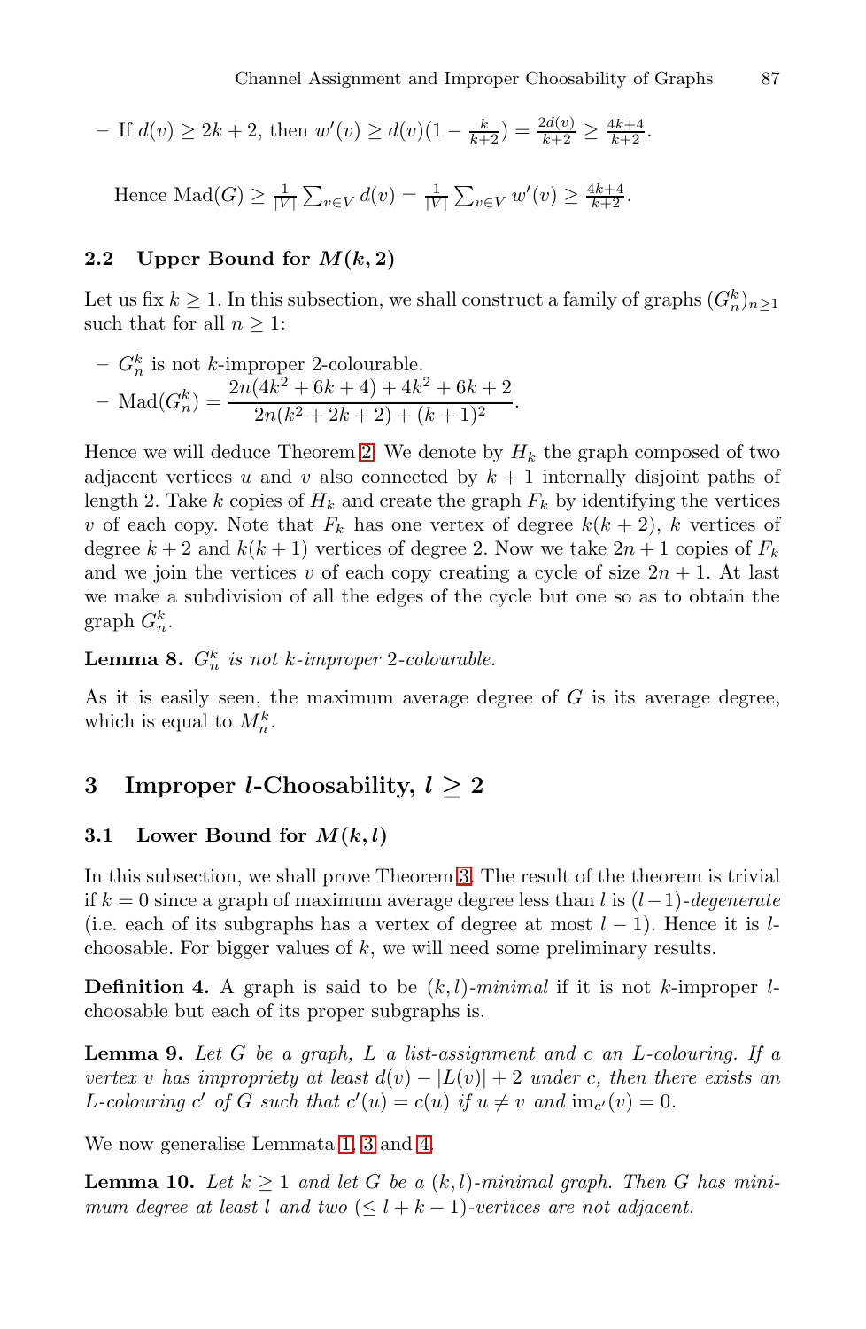– If $d(v) \geq 2k+2$, then $w'(v) \geq d(v)(1 - \frac{k}{k+2}) = \frac{2d(v)}{k+2} \geq \frac{4k+4}{k+2}$.

Hence $\text{Mad}(G) \geq \frac{1}{|V|}\sum_{v \in V} d(v) = \frac{1}{|V|}\sum_{v \in V} w'(v) \geq \frac{4k+4}{k+2}$.

### 2.2 Upper Bound for $M(k, 2)$

Let us fix $k \geq 1$. In this subsection, we shall construct a family of graphs $(G_n^k)_{n \geq 1}$ such that for all $n \geq 1$:

– $G_n^k$ is not $k$-improper 2-colourable.
– $\text{Mad}(G_n^k) = \dfrac{2n(4k^2+6k+4)+4k^2+6k+2}{2n(k^2+2k+2)+(k+1)^2}$.

Hence we will deduce Theorem 2. We denote by $H_k$ the graph composed of two adjacent vertices $u$ and $v$ also connected by $k+1$ internally disjoint paths of length 2. Take $k$ copies of $H_k$ and create the graph $F_k$ by identifying the vertices $v$ of each copy. Note that $F_k$ has one vertex of degree $k(k+2)$, $k$ vertices of degree $k+2$ and $k(k+1)$ vertices of degree 2. Now we take $2n+1$ copies of $F_k$ and we join the vertices $v$ of each copy creating a cycle of size $2n+1$. At last we make a subdivision of all the edges of the cycle but one so as to obtain the graph $G_n^k$.

**Lemma 8.** *$G_n^k$ is not $k$-improper 2-colourable.*

As it is easily seen, the maximum average degree of $G$ is its average degree, which is equal to $M_n^k$.

## 3 Improper $l$-Choosability, $l \geq 2$

### 3.1 Lower Bound for $M(k, l)$

In this subsection, we shall prove Theorem 3. The result of the theorem is trivial if $k = 0$ since a graph of maximum average degree less than $l$ is $(l-1)$-*degenerate* (i.e. each of its subgraphs has a vertex of degree at most $l-1$). Hence it is $l$-choosable. For bigger values of $k$, we will need some preliminary results.

**Definition 4.** A graph is said to be $(k,l)$-*minimal* if it is not $k$-improper $l$-choosable but each of its proper subgraphs is.

**Lemma 9.** *Let $G$ be a graph, $L$ a list-assignment and $c$ an $L$-colouring. If a vertex $v$ has impropriety at least $d(v) - |L(v)| + 2$ under $c$, then there exists an $L$-colouring $c'$ of $G$ such that $c'(u) = c(u)$ if $u \neq v$ and $\text{im}_{c'}(v) = 0$.*

We now generalise Lemmata 1, 3 and 4.

**Lemma 10.** *Let $k \geq 1$ and let $G$ be a $(k,l)$-minimal graph. Then $G$ has minimum degree at least $l$ and two $(\leq l+k-1)$-vertices are not adjacent.*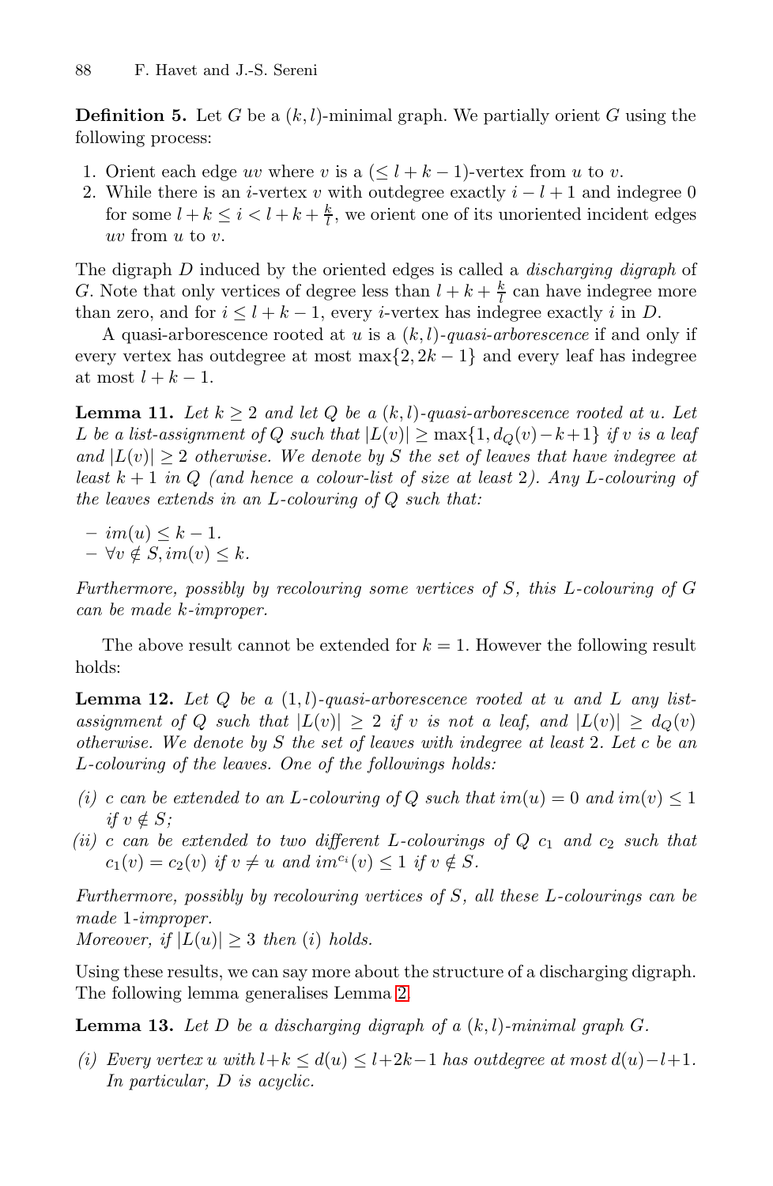**Definition 5.** Let $G$ be a $(k,l)$-minimal graph. We partially orient $G$ using the following process:

1. Orient each edge $uv$ where $v$ is a $(\leq l+k-1)$-vertex from $u$ to $v$.
2. While there is an $i$-vertex $v$ with outdegree exactly $i-l+1$ and indegree 0 for some $l+k \leq i < l+k+\frac{k}{l}$, we orient one of its unoriented incident edges $uv$ from $u$ to $v$.

The digraph $D$ induced by the oriented edges is called a *discharging digraph* of $G$. Note that only vertices of degree less than $l+k+\frac{k}{l}$ can have indegree more than zero, and for $i \leq l+k-1$, every $i$-vertex has indegree exactly $i$ in $D$.

A quasi-arborescence rooted at $u$ is a $(k,l)$-*quasi-arborescence* if and only if every vertex has outdegree at most $\max\{2, 2k-1\}$ and every leaf has indegree at most $l+k-1$.

**Lemma 11.** *Let $k \geq 2$ and let $Q$ be a $(k,l)$-quasi-arborescence rooted at $u$. Let $L$ be a list-assignment of $Q$ such that $|L(v)| \geq \max\{1, d_Q(v)-k+1\}$ if $v$ is a leaf and $|L(v)| \geq 2$ otherwise. We denote by $S$ the set of leaves that have indegree at least $k+1$ in $Q$ (and hence a colour-list of size at least 2). Any $L$-colouring of the leaves extends in an $L$-colouring of $Q$ such that:*

- *$im(u) \leq k-1$.*
- *$\forall v \notin S, im(v) \leq k$.*

*Furthermore, possibly by recolouring some vertices of $S$, this $L$-colouring of $G$ can be made $k$-improper.*

The above result cannot be extended for $k=1$. However the following result holds:

**Lemma 12.** *Let $Q$ be a $(1,l)$-quasi-arborescence rooted at $u$ and $L$ any list-assignment of $Q$ such that $|L(v)| \geq 2$ if $v$ is not a leaf, and $|L(v)| \geq d_Q(v)$ otherwise. We denote by $S$ the set of leaves with indegree at least 2. Let $c$ be an $L$-colouring of the leaves. One of the followings holds:*

*(i) $c$ can be extended to an $L$-colouring of $Q$ such that $im(u) = 0$ and $im(v) \leq 1$ if $v \notin S$;*

*(ii) $c$ can be extended to two different $L$-colourings of $Q$ $c_1$ and $c_2$ such that $c_1(v) = c_2(v)$ if $v \neq u$ and $im^{c_i}(v) \leq 1$ if $v \notin S$.*

*Furthermore, possibly by recolouring vertices of $S$, all these $L$-colourings can be made 1-improper.*
*Moreover, if $|L(u)| \geq 3$ then (i) holds.*

Using these results, we can say more about the structure of a discharging digraph. The following lemma generalises Lemma 2.

**Lemma 13.** *Let $D$ be a discharging digraph of a $(k,l)$-minimal graph $G$.*

*(i) Every vertex $u$ with $l+k \leq d(u) \leq l+2k-1$ has outdegree at most $d(u)-l+1$. In particular, $D$ is acyclic.*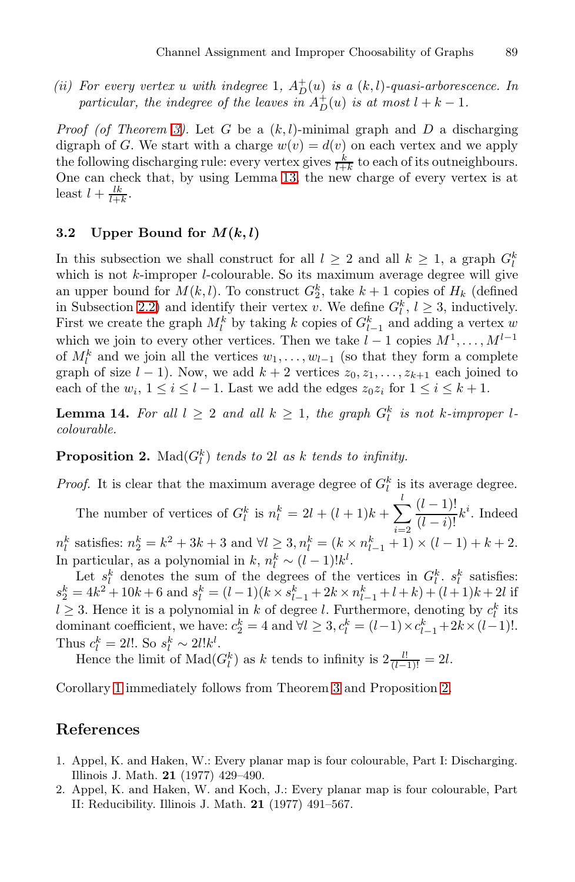*(ii) For every vertex $u$ with indegree 1, $A_D^+(u)$ is a $(k,l)$-quasi-arborescence. In particular, the indegree of the leaves in $A_D^+(u)$ is at most $l+k-1$.*

*Proof (of Theorem 3).* Let $G$ be a $(k,l)$-minimal graph and $D$ a discharging digraph of $G$. We start with a charge $w(v) = d(v)$ on each vertex and we apply the following discharging rule: every vertex gives $\frac{k}{l+k}$ to each of its outneighbours. One can check that, by using Lemma 13, the new charge of every vertex is at least $l + \frac{lk}{l+k}$.

### 3.2 Upper Bound for $M(k,l)$

In this subsection we shall construct for all $l \geq 2$ and all $k \geq 1$, a graph $G_l^k$ which is not $k$-improper $l$-colourable. So its maximum average degree will give an upper bound for $M(k,l)$. To construct $G_2^k$, take $k+1$ copies of $H_k$ (defined in Subsection 2.2) and identify their vertex $v$. We define $G_l^k$, $l \geq 3$, inductively. First we create the graph $M_l^k$ by taking $k$ copies of $G_{l-1}^k$ and adding a vertex $w$ which we join to every other vertices. Then we take $l-1$ copies $M^1, \ldots, M^{l-1}$ of $M_l^k$ and we join all the vertices $w_1, \ldots, w_{l-1}$ (so that they form a complete graph of size $l-1$). Now, we add $k+2$ vertices $z_0, z_1, \ldots, z_{k+1}$ each joined to each of the $w_i$, $1 \leq i \leq l-1$. Last we add the edges $z_0 z_i$ for $1 \leq i \leq k+1$.

**Lemma 14.** *For all $l \geq 2$ and all $k \geq 1$, the graph $G_l^k$ is not $k$-improper $l$-colourable.*

**Proposition 2.** *$\mathrm{Mad}(G_l^k)$ tends to $2l$ as $k$ tends to infinity.*

*Proof.* It is clear that the maximum average degree of $G_l^k$ is its average degree.

The number of vertices of $G_l^k$ is $n_l^k = 2l + (l+1)k + \sum_{i=2}^{l} \frac{(l-1)!}{(l-i)!} k^i$. Indeed $n_l^k$ satisfies: $n_2^k = k^2 + 3k + 3$ and $\forall l \geq 3, n_l^k = (k \times n_{l-1}^k + 1) \times (l-1) + k + 2$. In particular, as a polynomial in $k$, $n_l^k \sim (l-1)! k^l$.

Let $s_l^k$ denotes the sum of the degrees of the vertices in $G_l^k$. $s_l^k$ satisfies: $s_2^k = 4k^2 + 10k + 6$ and $s_l^k = (l-1)(k \times s_{l-1}^k + 2k \times n_{l-1}^k + l + k) + (l+1)k + 2l$ if $l \geq 3$. Hence it is a polynomial in $k$ of degree $l$. Furthermore, denoting by $c_l^k$ its dominant coefficient, we have: $c_2^k = 4$ and $\forall l \geq 3, c_l^k = (l-1) \times c_{l-1}^k + 2k \times (l-1)!$. Thus $c_l^k = 2l!$. So $s_l^k \sim 2l! k^l$.

Hence the limit of $\mathrm{Mad}(G_l^k)$ as $k$ tends to infinity is $2\frac{l!}{(l-1)!} = 2l$.

Corollary 1 immediately follows from Theorem 3 and Proposition 2.

## References

1. Appel, K. and Haken, W.: Every planar map is four colourable, Part I: Discharging. Illinois J. Math. **21** (1977) 429–490.
2. Appel, K. and Haken, W. and Koch, J.: Every planar map is four colourable, Part II: Reducibility. Illinois J. Math. **21** (1977) 491–567.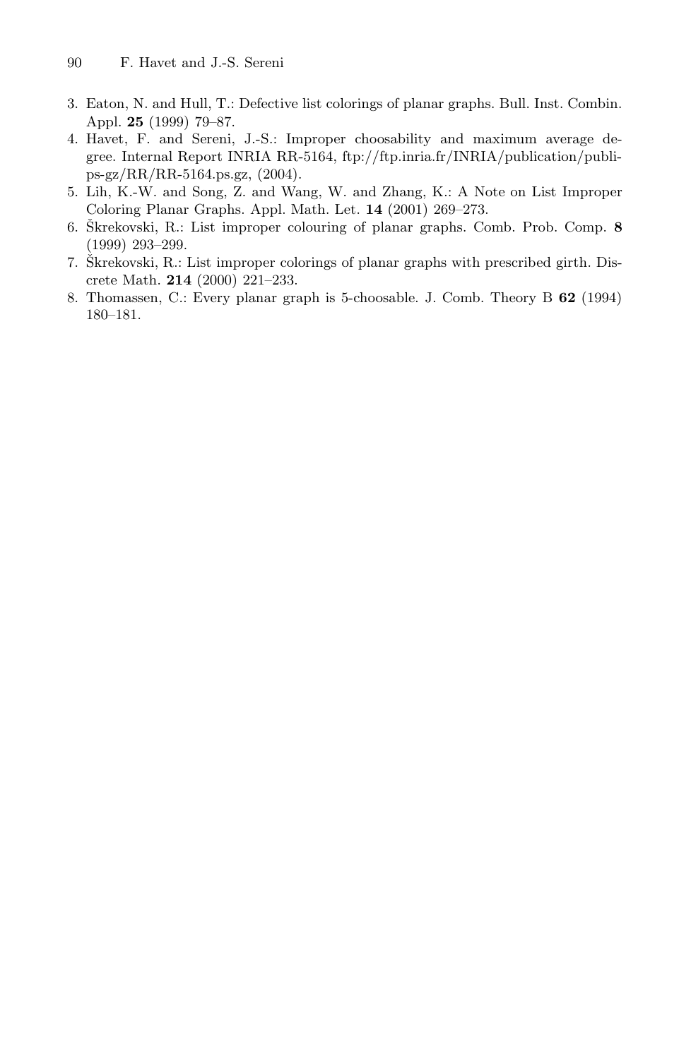3. Eaton, N. and Hull, T.: Defective list colorings of planar graphs. Bull. Inst. Combin. Appl. **25** (1999) 79–87.
4. Havet, F. and Sereni, J.-S.: Improper choosability and maximum average degree. Internal Report INRIA RR-5164, ftp://ftp.inria.fr/INRIA/publication/publi-ps-gz/RR/RR-5164.ps.gz, (2004).
5. Lih, K.-W. and Song, Z. and Wang, W. and Zhang, K.: A Note on List Improper Coloring Planar Graphs. Appl. Math. Let. **14** (2001) 269–273.
6. Škrekovski, R.: List improper colouring of planar graphs. Comb. Prob. Comp. **8** (1999) 293–299.
7. Škrekovski, R.: List improper colorings of planar graphs with prescribed girth. Discrete Math. **214** (2000) 221–233.
8. Thomassen, C.: Every planar graph is 5-choosable. J. Comb. Theory B **62** (1994) 180–181.